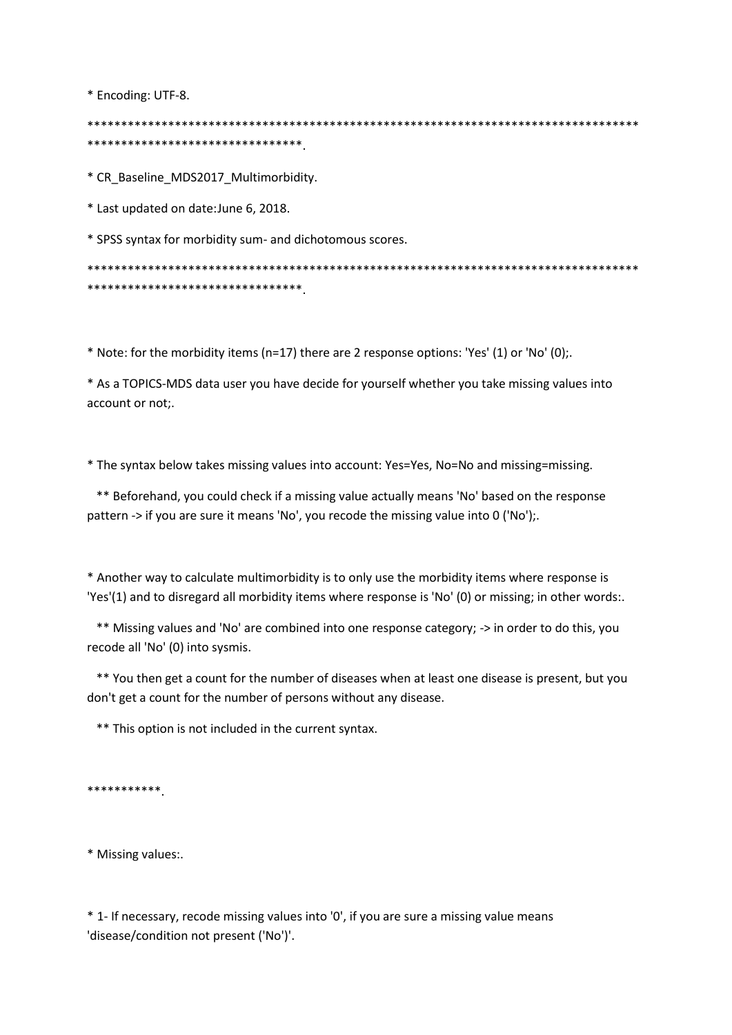* Encoding: UTF-8.

*****************************************************************************************************************.

* CR_Baseline_MDS2017_Multimorbidity.

* Last updated on date:June 6, 2018.

* SPSS syntax for morbidity sum- and dichotomous scores.

*****************************************************************************************************************.

* Note: for the morbidity items (n=17) there are 2 response options: 'Yes' (1) or 'No' (0);.

* As a TOPICS-MDS data user you have decide for yourself whether you take missing values into account or not;.

* The syntax below takes missing values into account: Yes=Yes, No=No and missing=missing.

  ** Beforehand, you could check if a missing value actually means 'No' based on the response pattern -> if you are sure it means 'No', you recode the missing value into 0 ('No');.

* Another way to calculate multimorbidity is to only use the morbidity items where response is 'Yes'(1) and to disregard all morbidity items where response is 'No' (0) or missing; in other words:.

  ** Missing values and 'No' are combined into one response category; -> in order to do this, you recode all 'No' (0) into sysmis.

  ** You then get a count for the number of diseases when at least one disease is present, but you don't get a count for the number of persons without any disease.

  ** This option is not included in the current syntax.

***********.

* Missing values:.

* 1- If necessary, recode missing values into '0', if you are sure a missing value means 'disease/condition not present ('No')'.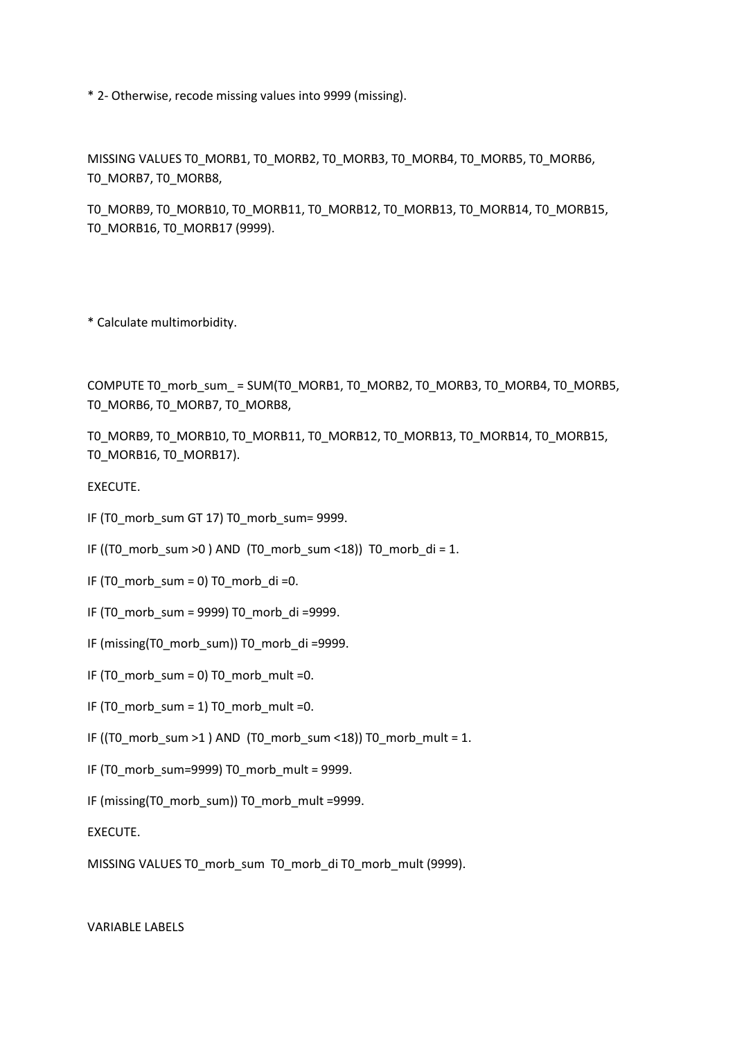* 2- Otherwise, recode missing values into 9999 (missing).

MISSING VALUES T0_MORB1, T0_MORB2, T0_MORB3, T0_MORB4, T0_MORB5, T0_MORB6, T0_MORB7, T0_MORB8,

T0_MORB9, T0_MORB10, T0_MORB11, T0_MORB12, T0_MORB13, T0_MORB14, T0_MORB15, T0_MORB16, T0_MORB17 (9999).

* Calculate multimorbidity.

COMPUTE T0_morb_sum_ = SUM(T0_MORB1, T0_MORB2, T0_MORB3, T0_MORB4, T0_MORB5, T0_MORB6, T0_MORB7, T0_MORB8,

T0_MORB9, T0_MORB10, T0_MORB11, T0_MORB12, T0_MORB13, T0_MORB14, T0_MORB15, T0_MORB16, T0_MORB17).

EXECUTE.

IF (T0_morb_sum GT 17) T0_morb_sum= 9999.

IF ((T0_morb_sum >0 ) AND  (T0_morb_sum <18))  T0_morb_di = 1.

IF (T0_morb_sum = 0) T0_morb_di =0.

IF (T0_morb_sum = 9999) T0_morb_di =9999.

IF (missing(T0_morb_sum)) T0_morb_di =9999.

IF (T0_morb_sum = 0) T0_morb_mult =0.

IF (T0_morb_sum = 1) T0_morb_mult =0.

IF ((T0_morb_sum >1 ) AND  (T0_morb_sum <18)) T0_morb_mult = 1.

IF (T0_morb_sum=9999) T0_morb_mult = 9999.

IF (missing(T0_morb_sum)) T0_morb_mult =9999.

EXECUTE.

MISSING VALUES T0_morb_sum  T0_morb_di T0_morb_mult (9999).

VARIABLE LABELS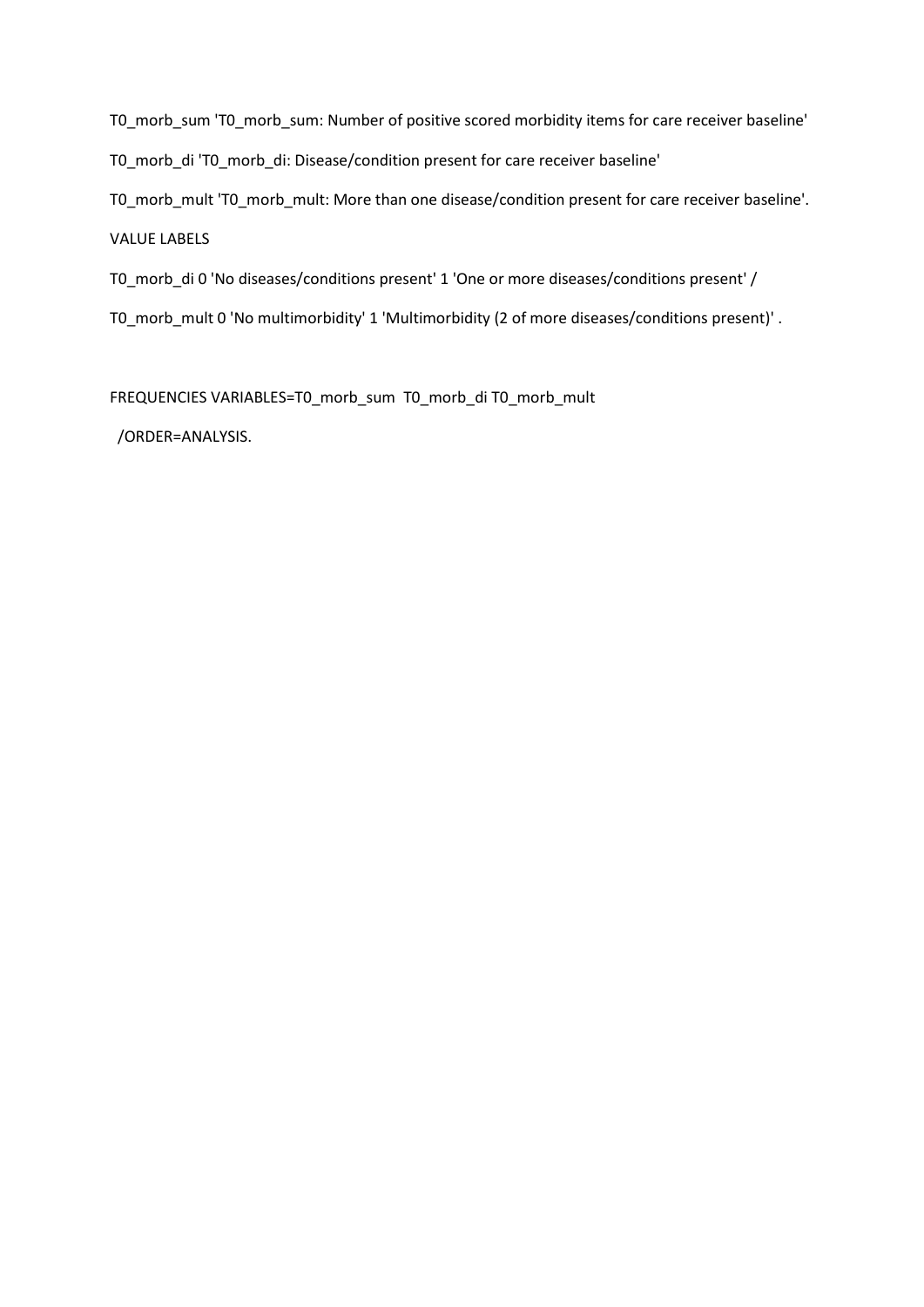```
T0_morb_sum 'T0_morb_sum: Number of positive scored morbidity items for care receiver baseline'

T0_morb_di 'T0_morb_di: Disease/condition present for care receiver baseline'

T0_morb_mult 'T0_morb_mult: More than one disease/condition present for care receiver baseline'.

VALUE LABELS

T0_morb_di 0 'No diseases/conditions present' 1 'One or more diseases/conditions present' /

T0_morb_mult 0 'No multimorbidity' 1 'Multimorbidity (2 of more diseases/conditions present)' .


FREQUENCIES VARIABLES=T0_morb_sum  T0_morb_di T0_morb_mult

  /ORDER=ANALYSIS.
```